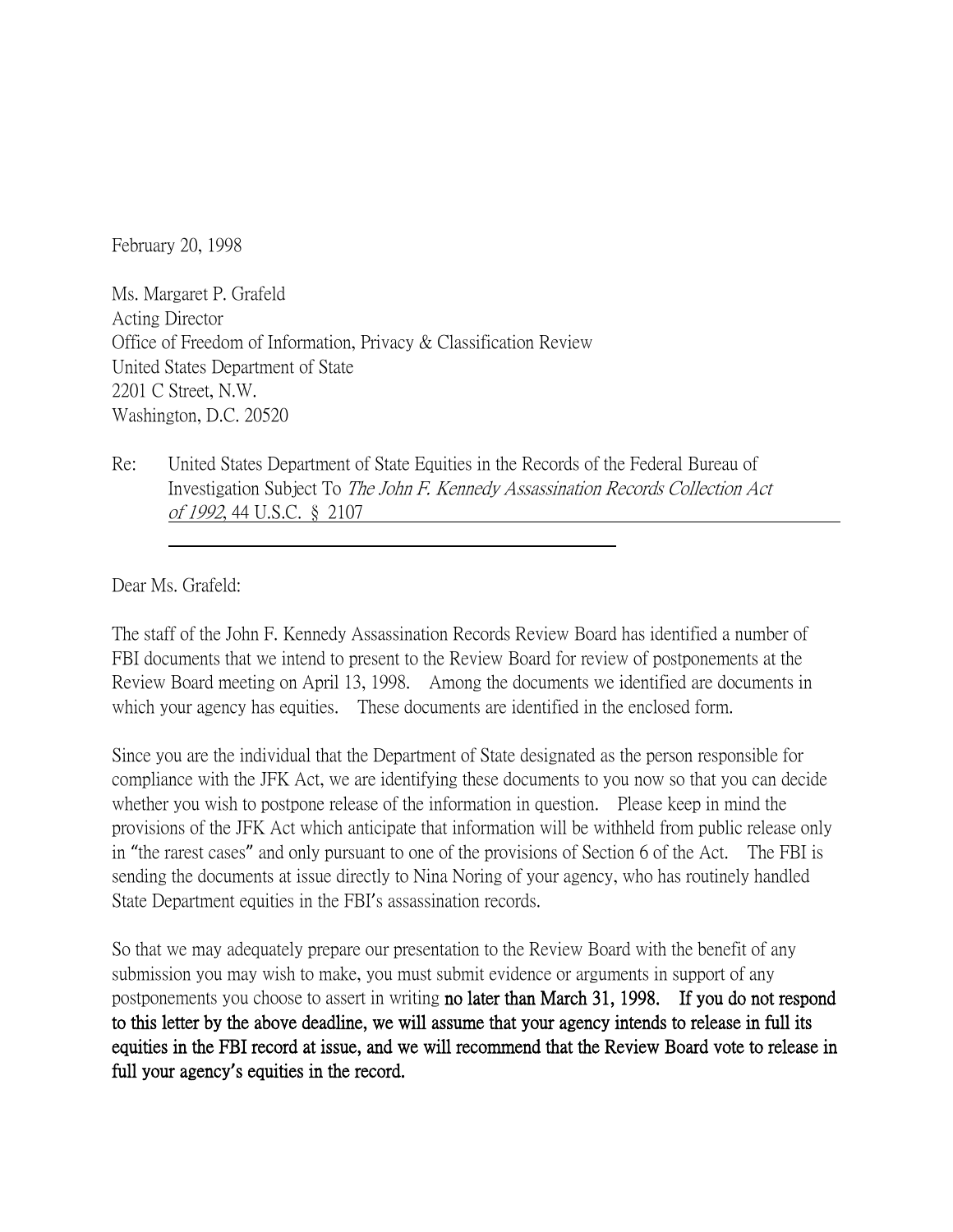February 20, 1998

Ms. Margaret P. Grafeld
Acting Director
Office of Freedom of Information, Privacy & Classification Review
United States Department of State
2201 C Street, N.W.
Washington, D.C. 20520

Re: United States Department of State Equities in the Records of the Federal Bureau of Investigation Subject To *The John F. Kennedy Assassination Records Collection Act of 1992*, 44 U.S.C. § 2107

Dear Ms. Grafeld:

The staff of the John F. Kennedy Assassination Records Review Board has identified a number of FBI documents that we intend to present to the Review Board for review of postponements at the Review Board meeting on April 13, 1998. Among the documents we identified are documents in which your agency has equities. These documents are identified in the enclosed form.

Since you are the individual that the Department of State designated as the person responsible for compliance with the JFK Act, we are identifying these documents to you now so that you can decide whether you wish to postpone release of the information in question. Please keep in mind the provisions of the JFK Act which anticipate that information will be withheld from public release only in "the rarest cases" and only pursuant to one of the provisions of Section 6 of the Act. The FBI is sending the documents at issue directly to Nina Noring of your agency, who has routinely handled State Department equities in the FBI's assassination records.

So that we may adequately prepare our presentation to the Review Board with the benefit of any submission you may wish to make, you must submit evidence or arguments in support of any postponements you choose to assert in writing **no later than March 31, 1998. If you do not respond to this letter by the above deadline, we will assume that your agency intends to release in full its equities in the FBI record at issue, and we will recommend that the Review Board vote to release in full your agency's equities in the record.**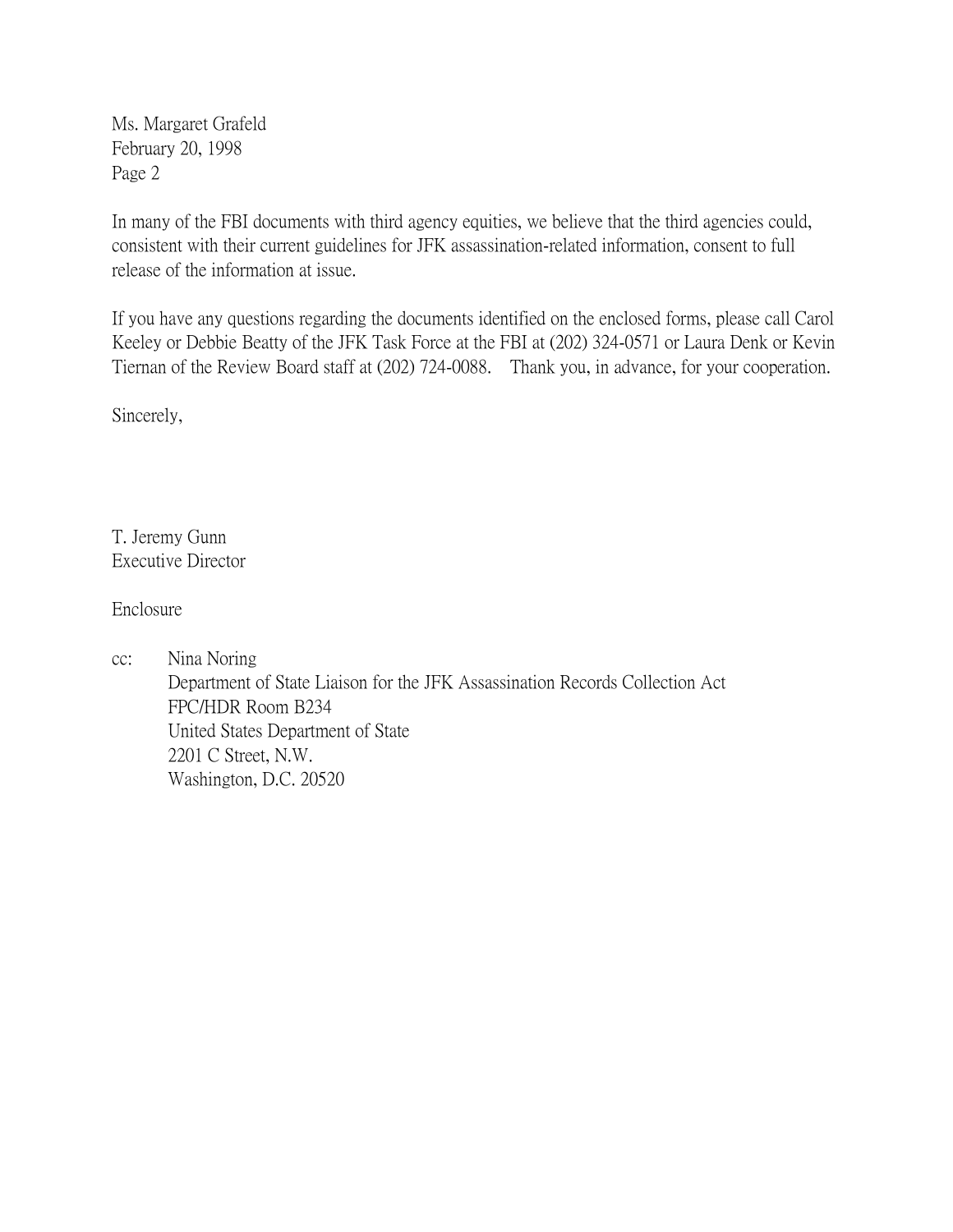Ms. Margaret Grafeld
February 20, 1998
Page 2

In many of the FBI documents with third agency equities, we believe that the third agencies could, consistent with their current guidelines for JFK assassination-related information, consent to full release of the information at issue.

If you have any questions regarding the documents identified on the enclosed forms, please call Carol Keeley or Debbie Beatty of the JFK Task Force at the FBI at (202) 324-0571 or Laura Denk or Kevin Tiernan of the Review Board staff at (202) 724-0088. Thank you, in advance, for your cooperation.

Sincerely,

T. Jeremy Gunn
Executive Director

Enclosure

cc: Nina Noring
Department of State Liaison for the JFK Assassination Records Collection Act
FPC/HDR Room B234
United States Department of State
2201 C Street, N.W.
Washington, D.C. 20520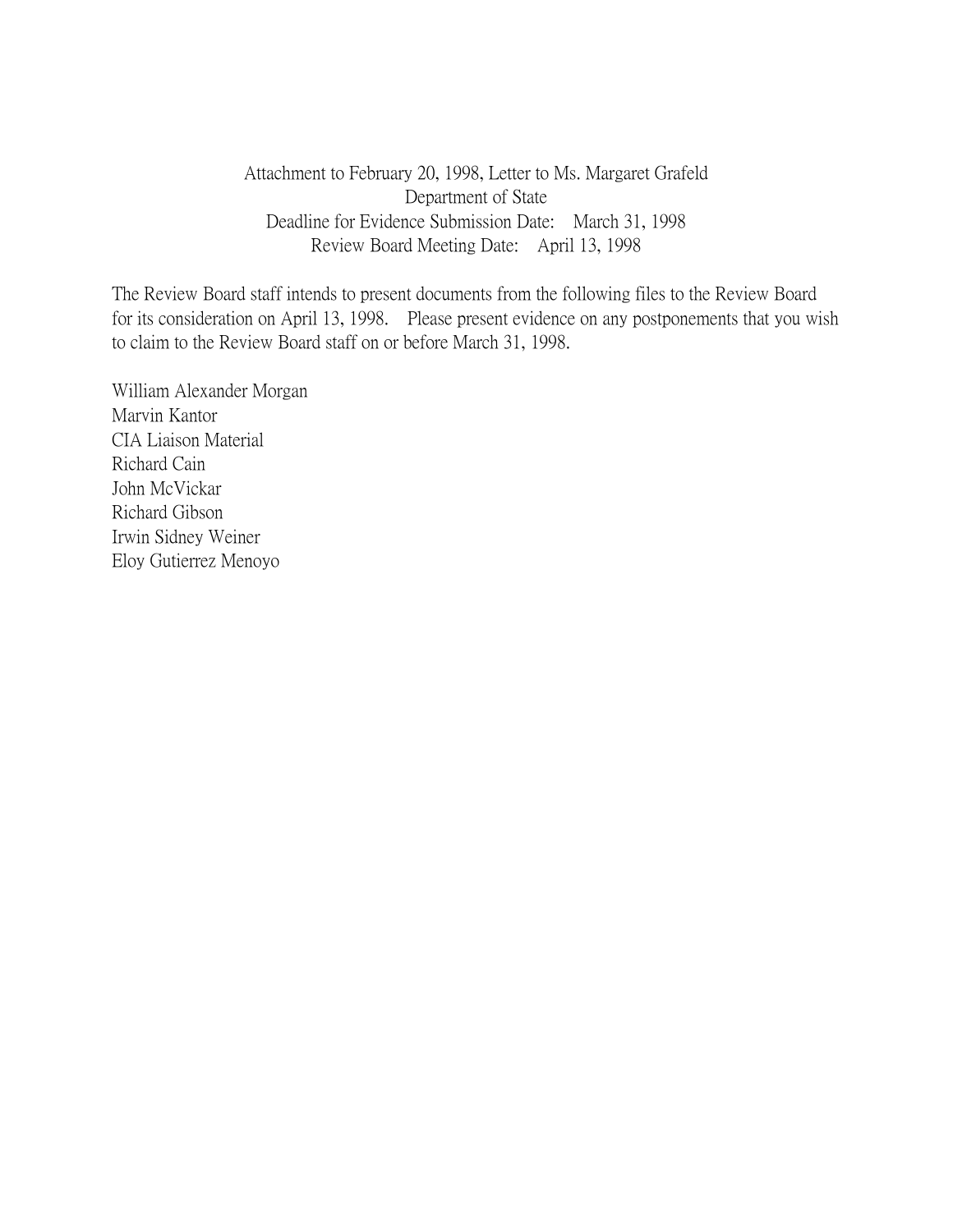Attachment to February 20, 1998, Letter to Ms. Margaret Grafeld
Department of State
Deadline for Evidence Submission Date: March 31, 1998
Review Board Meeting Date: April 13, 1998

The Review Board staff intends to present documents from the following files to the Review Board for its consideration on April 13, 1998. Please present evidence on any postponements that you wish to claim to the Review Board staff on or before March 31, 1998.

William Alexander Morgan
Marvin Kantor
CIA Liaison Material
Richard Cain
John McVickar
Richard Gibson
Irwin Sidney Weiner
Eloy Gutierrez Menoyo